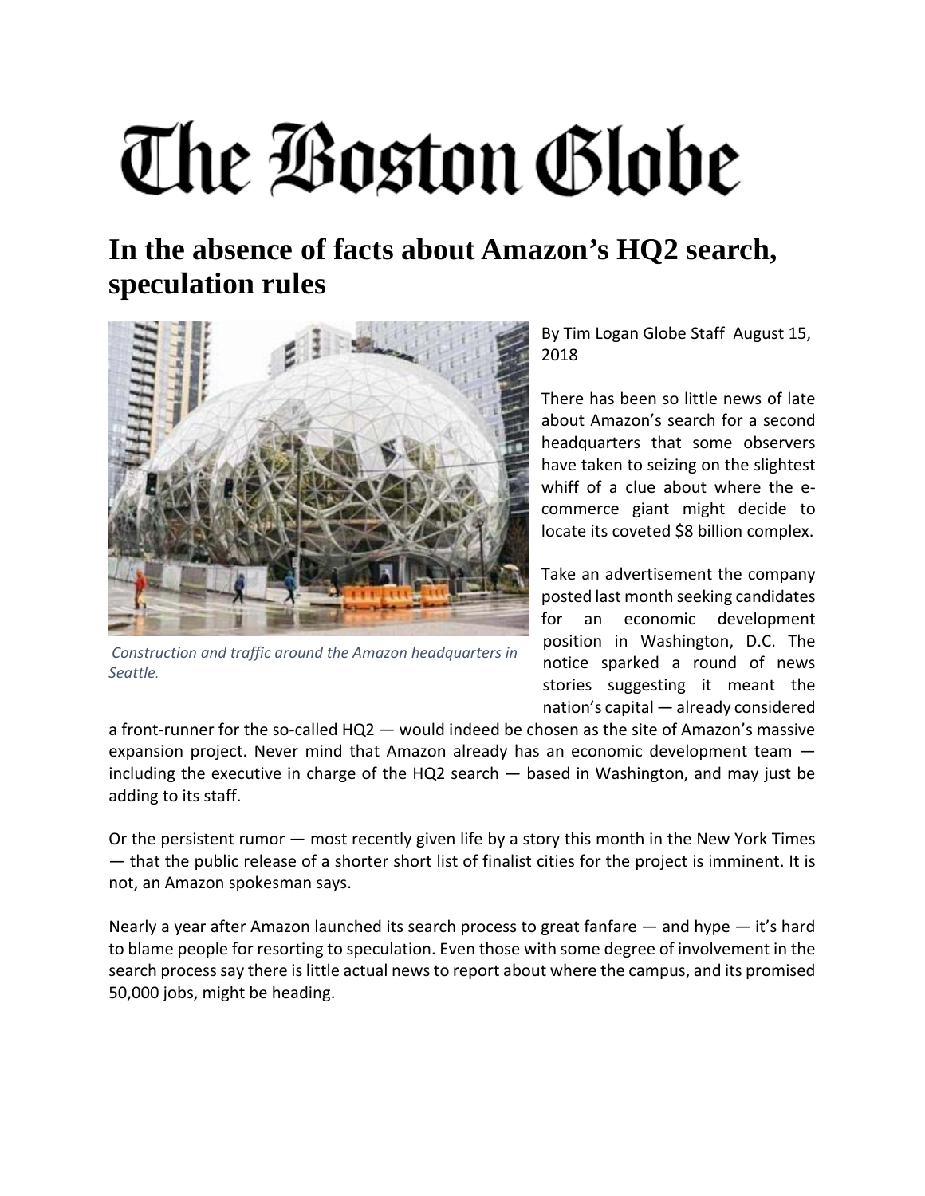# The Boston Globe

## In the absence of facts about Amazon's HQ2 search, speculation rules

*Construction and traffic around the Amazon headquarters in Seattle.*

By Tim Logan Globe Staff August 15, 2018

There has been so little news of late about Amazon's search for a second headquarters that some observers have taken to seizing on the slightest whiff of a clue about where the e-commerce giant might decide to locate its coveted $8 billion complex.

Take an advertisement the company posted last month seeking candidates for an economic development position in Washington, D.C. The notice sparked a round of news stories suggesting it meant the nation's capital — already considered a front-runner for the so-called HQ2 — would indeed be chosen as the site of Amazon's massive expansion project. Never mind that Amazon already has an economic development team — including the executive in charge of the HQ2 search — based in Washington, and may just be adding to its staff.

Or the persistent rumor — most recently given life by a story this month in the New York Times — that the public release of a shorter short list of finalist cities for the project is imminent. It is not, an Amazon spokesman says.

Nearly a year after Amazon launched its search process to great fanfare — and hype — it's hard to blame people for resorting to speculation. Even those with some degree of involvement in the search process say there is little actual news to report about where the campus, and its promised 50,000 jobs, might be heading.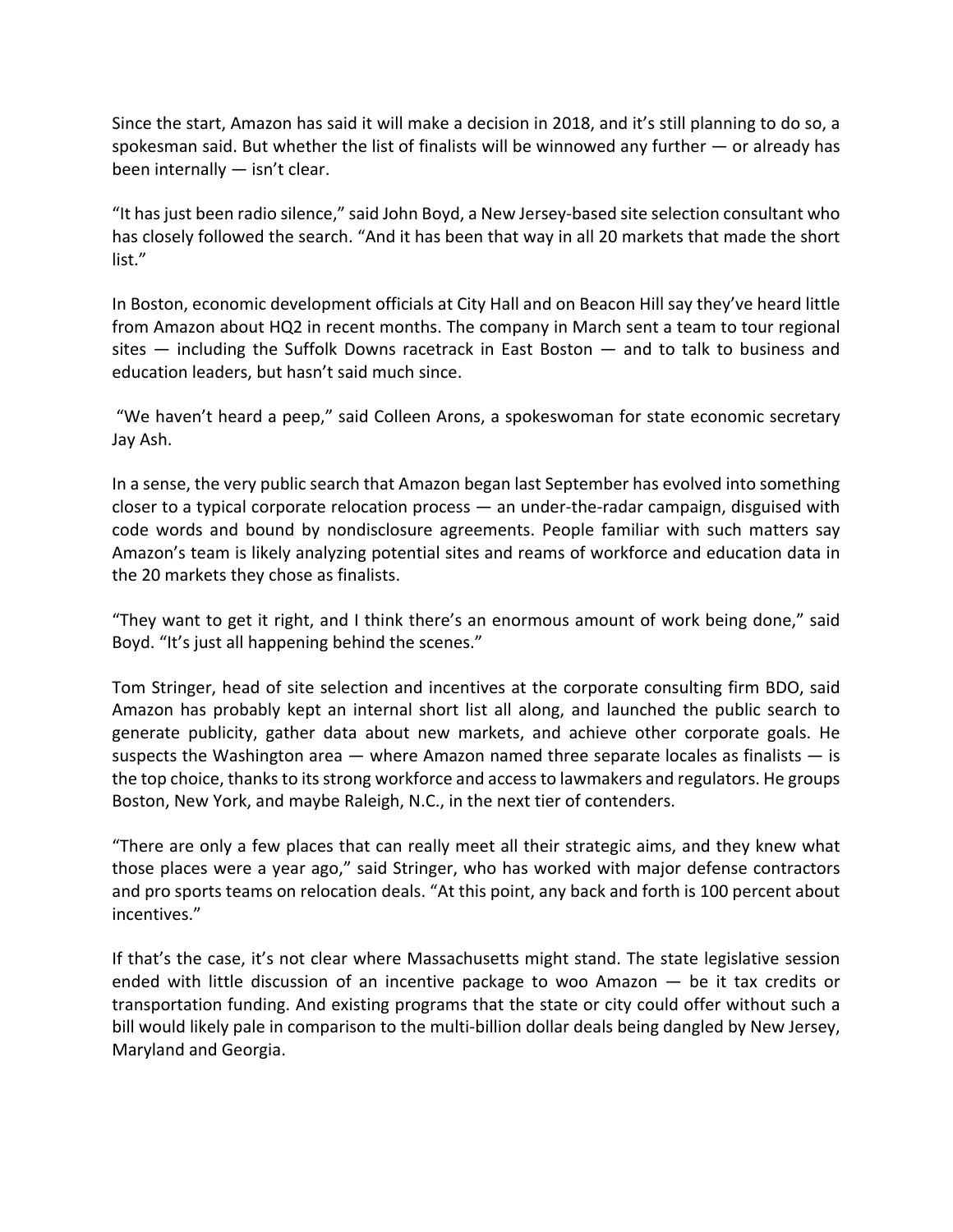Since the start, Amazon has said it will make a decision in 2018, and it's still planning to do so, a spokesman said. But whether the list of finalists will be winnowed any further — or already has been internally — isn't clear.

"It has just been radio silence," said John Boyd, a New Jersey-based site selection consultant who has closely followed the search. "And it has been that way in all 20 markets that made the short list."

In Boston, economic development officials at City Hall and on Beacon Hill say they've heard little from Amazon about HQ2 in recent months. The company in March sent a team to tour regional sites — including the Suffolk Downs racetrack in East Boston — and to talk to business and education leaders, but hasn't said much since.

"We haven't heard a peep," said Colleen Arons, a spokeswoman for state economic secretary Jay Ash.

In a sense, the very public search that Amazon began last September has evolved into something closer to a typical corporate relocation process — an under-the-radar campaign, disguised with code words and bound by nondisclosure agreements. People familiar with such matters say Amazon's team is likely analyzing potential sites and reams of workforce and education data in the 20 markets they chose as finalists.

"They want to get it right, and I think there's an enormous amount of work being done," said Boyd. "It's just all happening behind the scenes."

Tom Stringer, head of site selection and incentives at the corporate consulting firm BDO, said Amazon has probably kept an internal short list all along, and launched the public search to generate publicity, gather data about new markets, and achieve other corporate goals. He suspects the Washington area — where Amazon named three separate locales as finalists — is the top choice, thanks to its strong workforce and access to lawmakers and regulators. He groups Boston, New York, and maybe Raleigh, N.C., in the next tier of contenders.

"There are only a few places that can really meet all their strategic aims, and they knew what those places were a year ago," said Stringer, who has worked with major defense contractors and pro sports teams on relocation deals. "At this point, any back and forth is 100 percent about incentives."

If that's the case, it's not clear where Massachusetts might stand. The state legislative session ended with little discussion of an incentive package to woo Amazon — be it tax credits or transportation funding. And existing programs that the state or city could offer without such a bill would likely pale in comparison to the multi-billion dollar deals being dangled by New Jersey, Maryland and Georgia.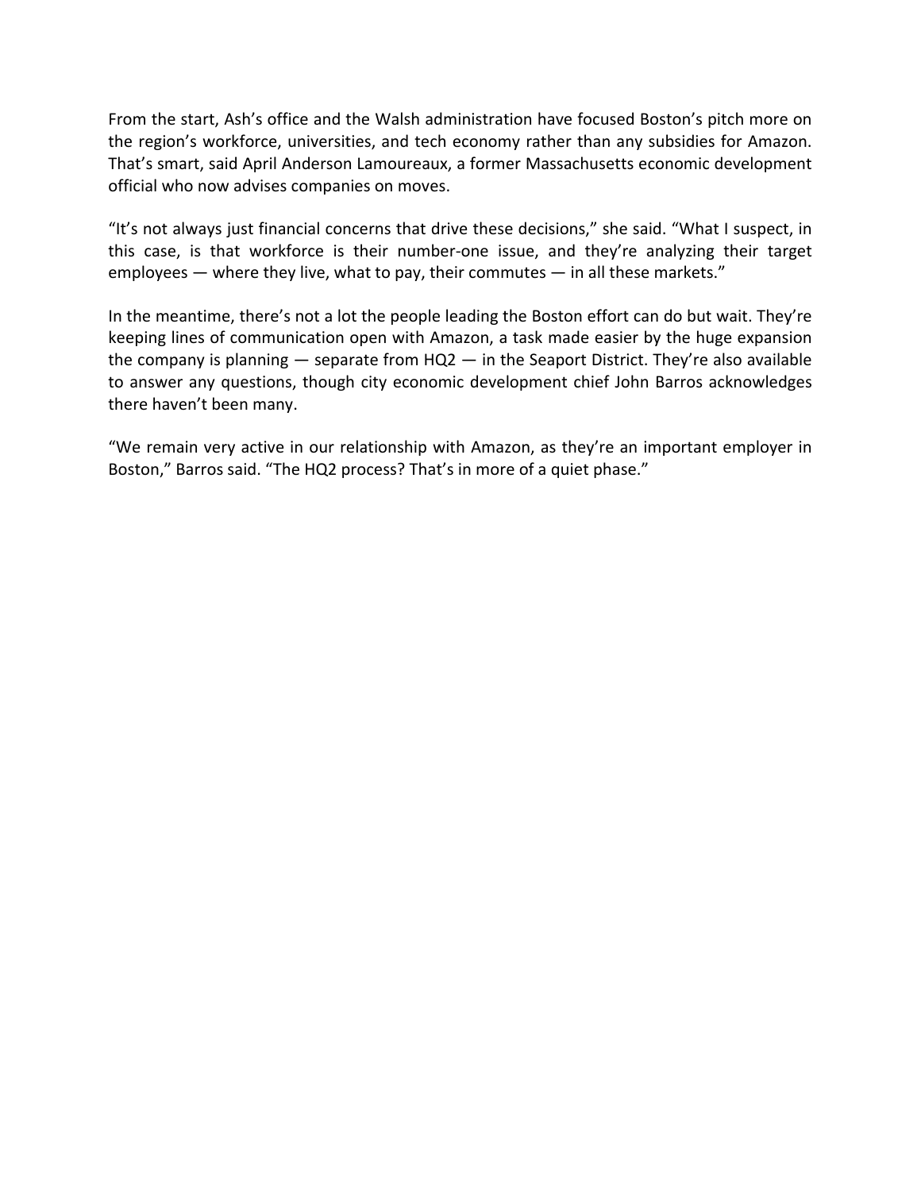From the start, Ash's office and the Walsh administration have focused Boston's pitch more on the region's workforce, universities, and tech economy rather than any subsidies for Amazon. That's smart, said April Anderson Lamoureaux, a former Massachusetts economic development official who now advises companies on moves.

"It's not always just financial concerns that drive these decisions," she said. "What I suspect, in this case, is that workforce is their number-one issue, and they're analyzing their target employees — where they live, what to pay, their commutes — in all these markets."

In the meantime, there's not a lot the people leading the Boston effort can do but wait. They're keeping lines of communication open with Amazon, a task made easier by the huge expansion the company is planning — separate from HQ2 — in the Seaport District. They're also available to answer any questions, though city economic development chief John Barros acknowledges there haven't been many.

"We remain very active in our relationship with Amazon, as they're an important employer in Boston," Barros said. "The HQ2 process? That's in more of a quiet phase."